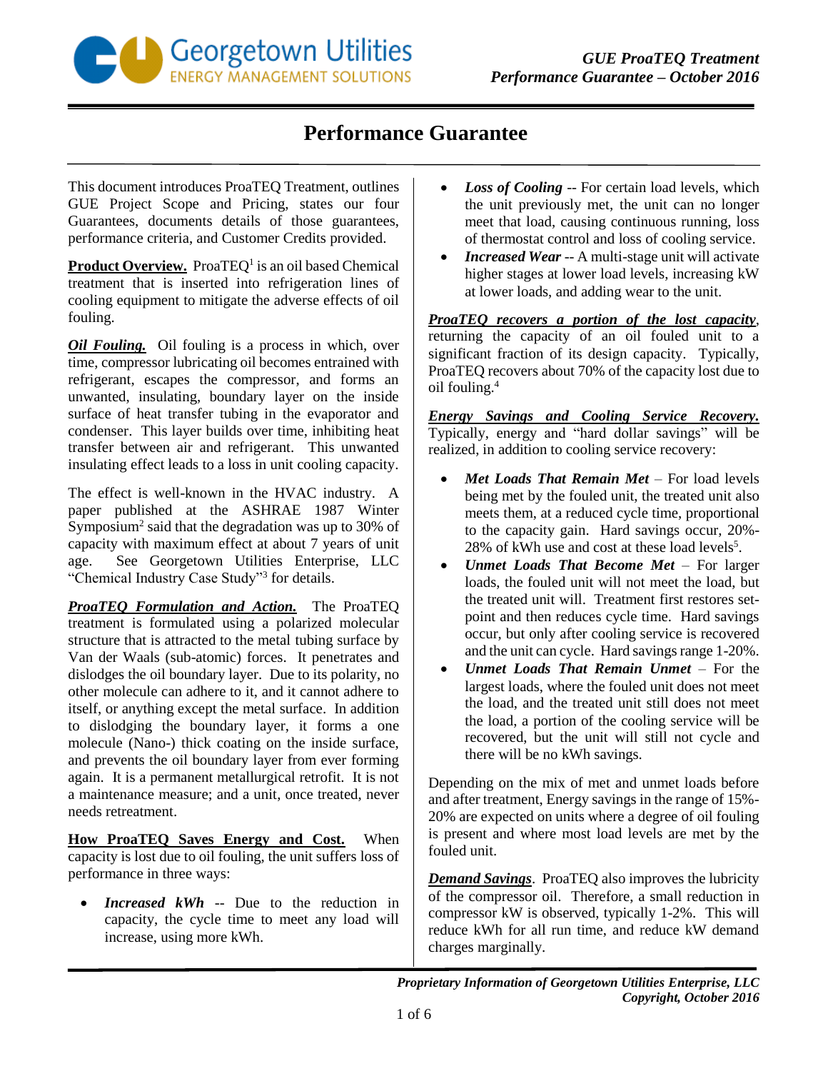# Performance Guarantee

This document introduces ProaTEQ Treatment, outlines GUE Project Scope and Pricing, states our four Guarantees, documents details of those guarantees, performance criteria, and Customer Credits provided.

**Product Overview.** ProaTEQ[1] is an oil based Chemical treatment that is inserted into refrigeration lines of cooling equipment to mitigate the adverse effects of oil fouling.

***Oil Fouling.*** Oil fouling is a process in which, over time, compressor lubricating oil becomes entrained with refrigerant, escapes the compressor, and forms an unwanted, insulating, boundary layer on the inside surface of heat transfer tubing in the evaporator and condenser. This layer builds over time, inhibiting heat transfer between air and refrigerant. This unwanted insulating effect leads to a loss in unit cooling capacity.

The effect is well-known in the HVAC industry. A paper published at the ASHRAE 1987 Winter Symposium[2] said that the degradation was up to 30% of capacity with maximum effect at about 7 years of unit age. See Georgetown Utilities Enterprise, LLC "Chemical Industry Case Study"[3] for details.

***ProaTEQ Formulation and Action.*** The ProaTEQ treatment is formulated using a polarized molecular structure that is attracted to the metal tubing surface by Van der Waals (sub-atomic) forces. It penetrates and dislodges the oil boundary layer. Due to its polarity, no other molecule can adhere to it, and it cannot adhere to itself, or anything except the metal surface. In addition to dislodging the boundary layer, it forms a one molecule (Nano-) thick coating on the inside surface, and prevents the oil boundary layer from ever forming again. It is a permanent metallurgical retrofit. It is not a maintenance measure; and a unit, once treated, never needs retreatment.

**How ProaTEQ Saves Energy and Cost.** When capacity is lost due to oil fouling, the unit suffers loss of performance in three ways:

- ***Increased kWh*** -- Due to the reduction in capacity, the cycle time to meet any load will increase, using more kWh.
- ***Loss of Cooling*** -- For certain load levels, which the unit previously met, the unit can no longer meet that load, causing continuous running, loss of thermostat control and loss of cooling service.
- ***Increased Wear*** -- A multi-stage unit will activate higher stages at lower load levels, increasing kW at lower loads, and adding wear to the unit.

***ProaTEQ recovers a portion of the lost capacity***, returning the capacity of an oil fouled unit to a significant fraction of its design capacity. Typically, ProaTEQ recovers about 70% of the capacity lost due to oil fouling.[4]

***Energy Savings and Cooling Service Recovery.*** Typically, energy and "hard dollar savings" will be realized, in addition to cooling service recovery:

- ***Met Loads That Remain Met*** – For load levels being met by the fouled unit, the treated unit also meets them, at a reduced cycle time, proportional to the capacity gain. Hard savings occur, 20%-28% of kWh use and cost at these load levels[5].
- ***Unmet Loads That Become Met*** – For larger loads, the fouled unit will not meet the load, but the treated unit will. Treatment first restores set-point and then reduces cycle time. Hard savings occur, but only after cooling service is recovered and the unit can cycle. Hard savings range 1-20%.
- ***Unmet Loads That Remain Unmet*** – For the largest loads, where the fouled unit does not meet the load, and the treated unit still does not meet the load, a portion of the cooling service will be recovered, but the unit will still not cycle and there will be no kWh savings.

Depending on the mix of met and unmet loads before and after treatment, Energy savings in the range of 15%-20% are expected on units where a degree of oil fouling is present and where most load levels are met by the fouled unit.

***Demand Savings***. ProaTEQ also improves the lubricity of the compressor oil. Therefore, a small reduction in compressor kW is observed, typically 1-2%. This will reduce kWh for all run time, and reduce kW demand charges marginally.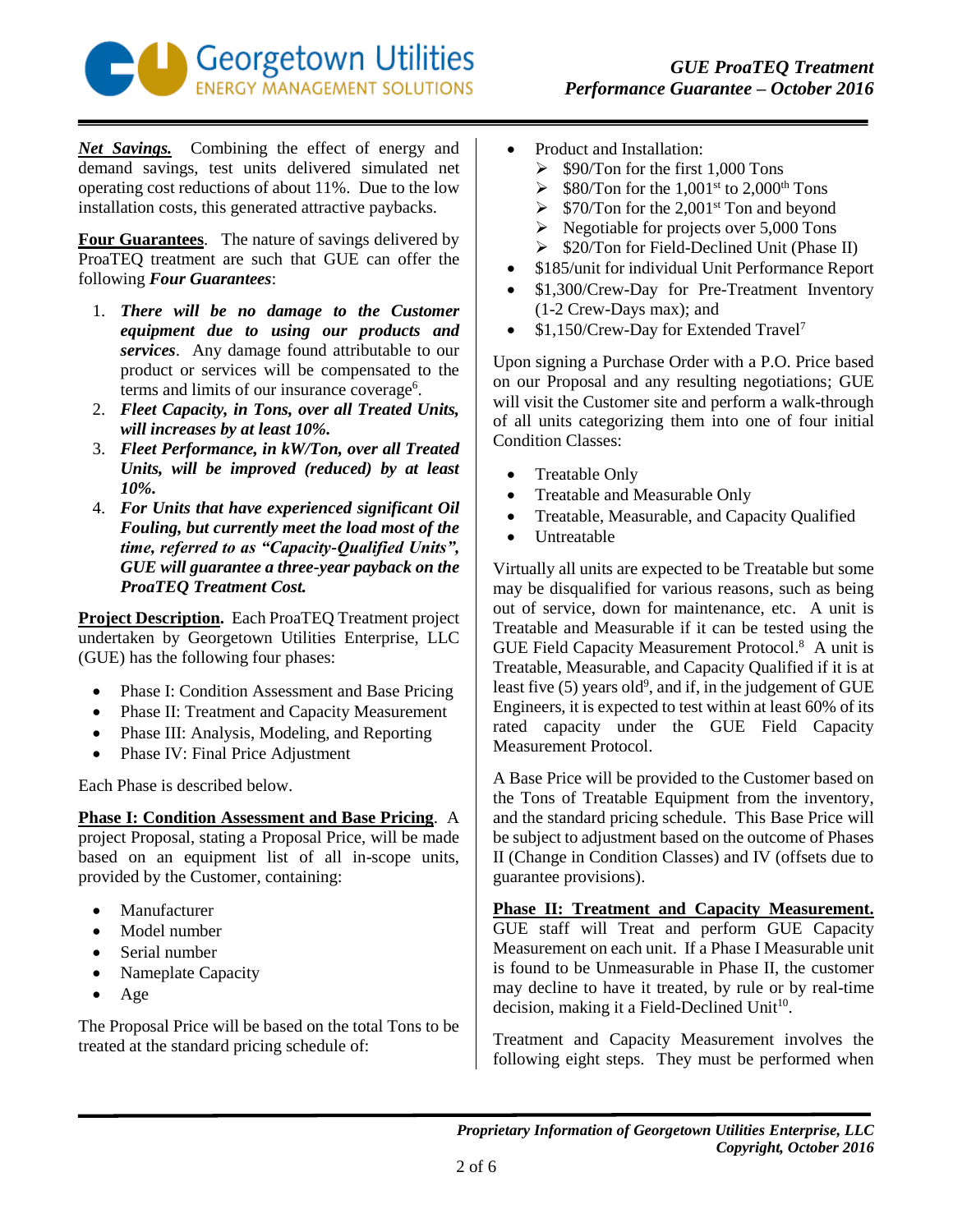***Net Savings.*** Combining the effect of energy and demand savings, test units delivered simulated net operating cost reductions of about 11%. Due to the low installation costs, this generated attractive paybacks.

**Four Guarantees**. The nature of savings delivered by ProaTEQ treatment are such that GUE can offer the following ***Four Guarantees***:

1. ***There will be no damage to the Customer equipment due to using our products and services***. Any damage found attributable to our product or services will be compensated to the terms and limits of our insurance coverage[6].
2. ***Fleet Capacity, in Tons, over all Treated Units, will increases by at least 10%.***
3. ***Fleet Performance, in kW/Ton, over all Treated Units, will be improved (reduced) by at least 10%.***
4. ***For Units that have experienced significant Oil Fouling, but currently meet the load most of the time, referred to as "Capacity-Qualified Units", GUE will guarantee a three-year payback on the ProaTEQ Treatment Cost.***

**Project Description.** Each ProaTEQ Treatment project undertaken by Georgetown Utilities Enterprise, LLC (GUE) has the following four phases:

- Phase I: Condition Assessment and Base Pricing
- Phase II: Treatment and Capacity Measurement
- Phase III: Analysis, Modeling, and Reporting
- Phase IV: Final Price Adjustment

Each Phase is described below.

**Phase I: Condition Assessment and Base Pricing**. A project Proposal, stating a Proposal Price, will be made based on an equipment list of all in-scope units, provided by the Customer, containing:

- Manufacturer
- Model number
- Serial number
- Nameplate Capacity
- Age

The Proposal Price will be based on the total Tons to be treated at the standard pricing schedule of:

- Product and Installation:
  - $90/Ton for the first 1,000 Tons
  - $80/Ton for the 1,001st to 2,000th Tons
  - $70/Ton for the 2,001st Ton and beyond
  - Negotiable for projects over 5,000 Tons
  - $20/Ton for Field-Declined Unit (Phase II)
- $185/unit for individual Unit Performance Report
- $1,300/Crew-Day for Pre-Treatment Inventory (1-2 Crew-Days max); and
- $1,150/Crew-Day for Extended Travel[7]

Upon signing a Purchase Order with a P.O. Price based on our Proposal and any resulting negotiations; GUE will visit the Customer site and perform a walk-through of all units categorizing them into one of four initial Condition Classes:

- Treatable Only
- Treatable and Measurable Only
- Treatable, Measurable, and Capacity Qualified
- Untreatable

Virtually all units are expected to be Treatable but some may be disqualified for various reasons, such as being out of service, down for maintenance, etc. A unit is Treatable and Measurable if it can be tested using the GUE Field Capacity Measurement Protocol.[8] A unit is Treatable, Measurable, and Capacity Qualified if it is at least five (5) years old[9], and if, in the judgement of GUE Engineers, it is expected to test within at least 60% of its rated capacity under the GUE Field Capacity Measurement Protocol.

A Base Price will be provided to the Customer based on the Tons of Treatable Equipment from the inventory, and the standard pricing schedule. This Base Price will be subject to adjustment based on the outcome of Phases II (Change in Condition Classes) and IV (offsets due to guarantee provisions).

**Phase II: Treatment and Capacity Measurement.** GUE staff will Treat and perform GUE Capacity Measurement on each unit. If a Phase I Measurable unit is found to be Unmeasurable in Phase II, the customer may decline to have it treated, by rule or by real-time decision, making it a Field-Declined Unit[10].

Treatment and Capacity Measurement involves the following eight steps. They must be performed when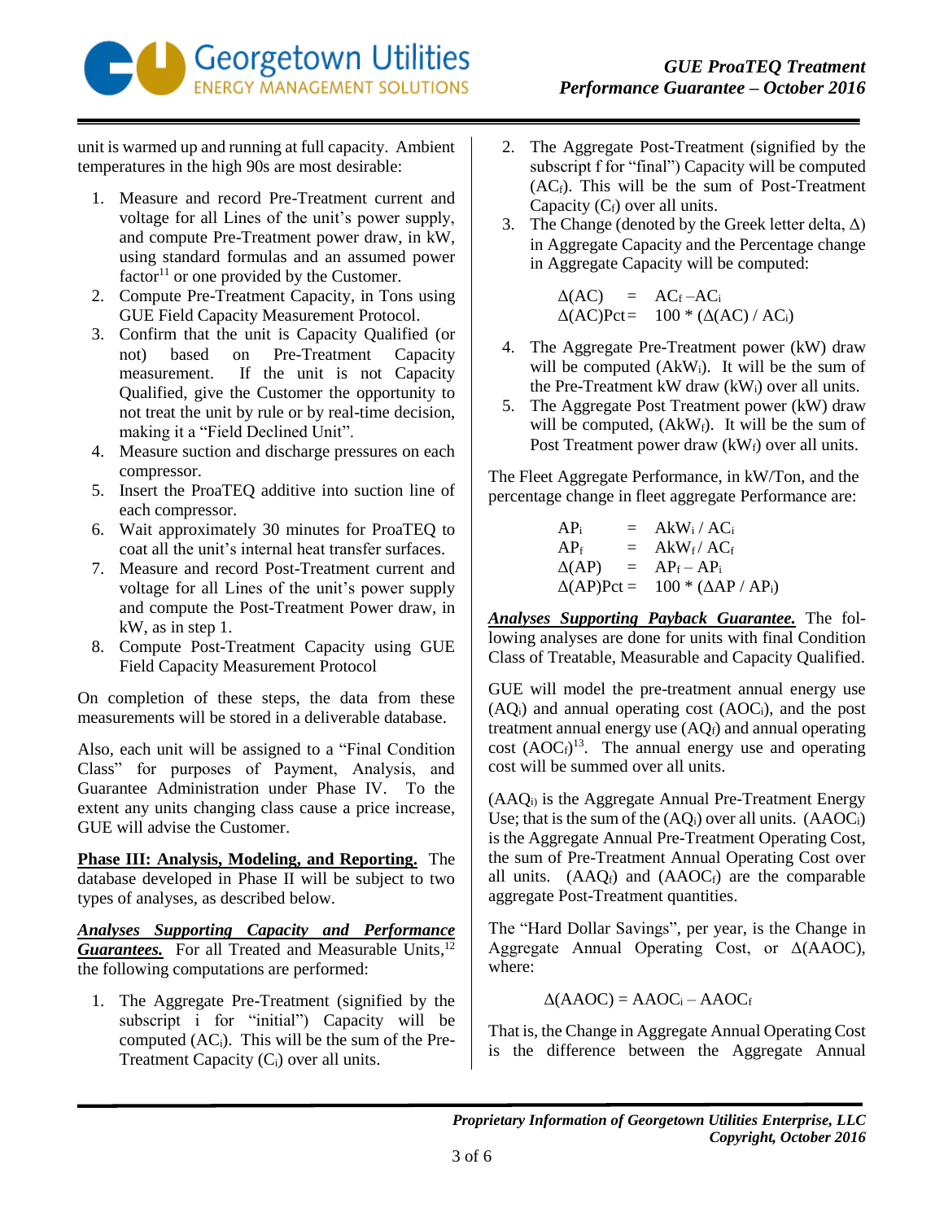unit is warmed up and running at full capacity. Ambient temperatures in the high 90s are most desirable:

1. Measure and record Pre-Treatment current and voltage for all Lines of the unit's power supply, and compute Pre-Treatment power draw, in kW, using standard formulas and an assumed power factor[11] or one provided by the Customer.
2. Compute Pre-Treatment Capacity, in Tons using GUE Field Capacity Measurement Protocol.
3. Confirm that the unit is Capacity Qualified (or not) based on Pre-Treatment Capacity measurement. If the unit is not Capacity Qualified, give the Customer the opportunity to not treat the unit by rule or by real-time decision, making it a "Field Declined Unit".
4. Measure suction and discharge pressures on each compressor.
5. Insert the ProaTEQ additive into suction line of each compressor.
6. Wait approximately 30 minutes for ProaTEQ to coat all the unit's internal heat transfer surfaces.
7. Measure and record Post-Treatment current and voltage for all Lines of the unit's power supply and compute the Post-Treatment Power draw, in kW, as in step 1.
8. Compute Post-Treatment Capacity using GUE Field Capacity Measurement Protocol

On completion of these steps, the data from these measurements will be stored in a deliverable database.

Also, each unit will be assigned to a "Final Condition Class" for purposes of Payment, Analysis, and Guarantee Administration under Phase IV. To the extent any units changing class cause a price increase, GUE will advise the Customer.

**Phase III: Analysis, Modeling, and Reporting.** The database developed in Phase II will be subject to two types of analyses, as described below.

***Analyses Supporting Capacity and Performance Guarantees.*** For all Treated and Measurable Units,[12] the following computations are performed:

1. The Aggregate Pre-Treatment (signified by the subscript i for "initial") Capacity will be computed ($AC_i$). This will be the sum of the Pre-Treatment Capacity ($C_i$) over all units.
2. The Aggregate Post-Treatment (signified by the subscript f for "final") Capacity will be computed ($AC_f$). This will be the sum of Post-Treatment Capacity ($C_f$) over all units.
3. The Change (denoted by the Greek letter delta, $\Delta$) in Aggregate Capacity and the Percentage change in Aggregate Capacity will be computed:

$$\Delta(AC) = AC_f - AC_i$$
$$\Delta(AC)Pct = 100 * (\Delta(AC) / AC_i)$$

4. The Aggregate Pre-Treatment power (kW) draw will be computed ($AkW_i$). It will be the sum of the Pre-Treatment kW draw ($kW_i$) over all units.
5. The Aggregate Post Treatment power (kW) draw will be computed, ($AkW_f$). It will be the sum of Post Treatment power draw ($kW_f$) over all units.

The Fleet Aggregate Performance, in kW/Ton, and the percentage change in fleet aggregate Performance are:

$$AP_i = AkW_i / AC_i$$
$$AP_f = AkW_f / AC_f$$
$$\Delta(AP) = AP_f - AP_i$$
$$\Delta(AP)Pct = 100 * (\Delta AP / AP_i)$$

***Analyses Supporting Payback Guarantee.*** The following analyses are done for units with final Condition Class of Treatable, Measurable and Capacity Qualified.

GUE will model the pre-treatment annual energy use ($AQ_i$) and annual operating cost ($AOC_i$), and the post treatment annual energy use ($AQ_f$) and annual operating cost ($AOC_f$)[13]. The annual energy use and operating cost will be summed over all units.

($AAQ_i$) is the Aggregate Annual Pre-Treatment Energy Use; that is the sum of the ($AQ_i$) over all units. ($AAOC_i$) is the Aggregate Annual Pre-Treatment Operating Cost, the sum of Pre-Treatment Annual Operating Cost over all units. ($AAQ_f$) and ($AAOC_f$) are the comparable aggregate Post-Treatment quantities.

The "Hard Dollar Savings", per year, is the Change in Aggregate Annual Operating Cost, or $\Delta(AAOC)$, where:

$$\Delta(AAOC) = AAOC_i - AAOC_f$$

That is, the Change in Aggregate Annual Operating Cost is the difference between the Aggregate Annual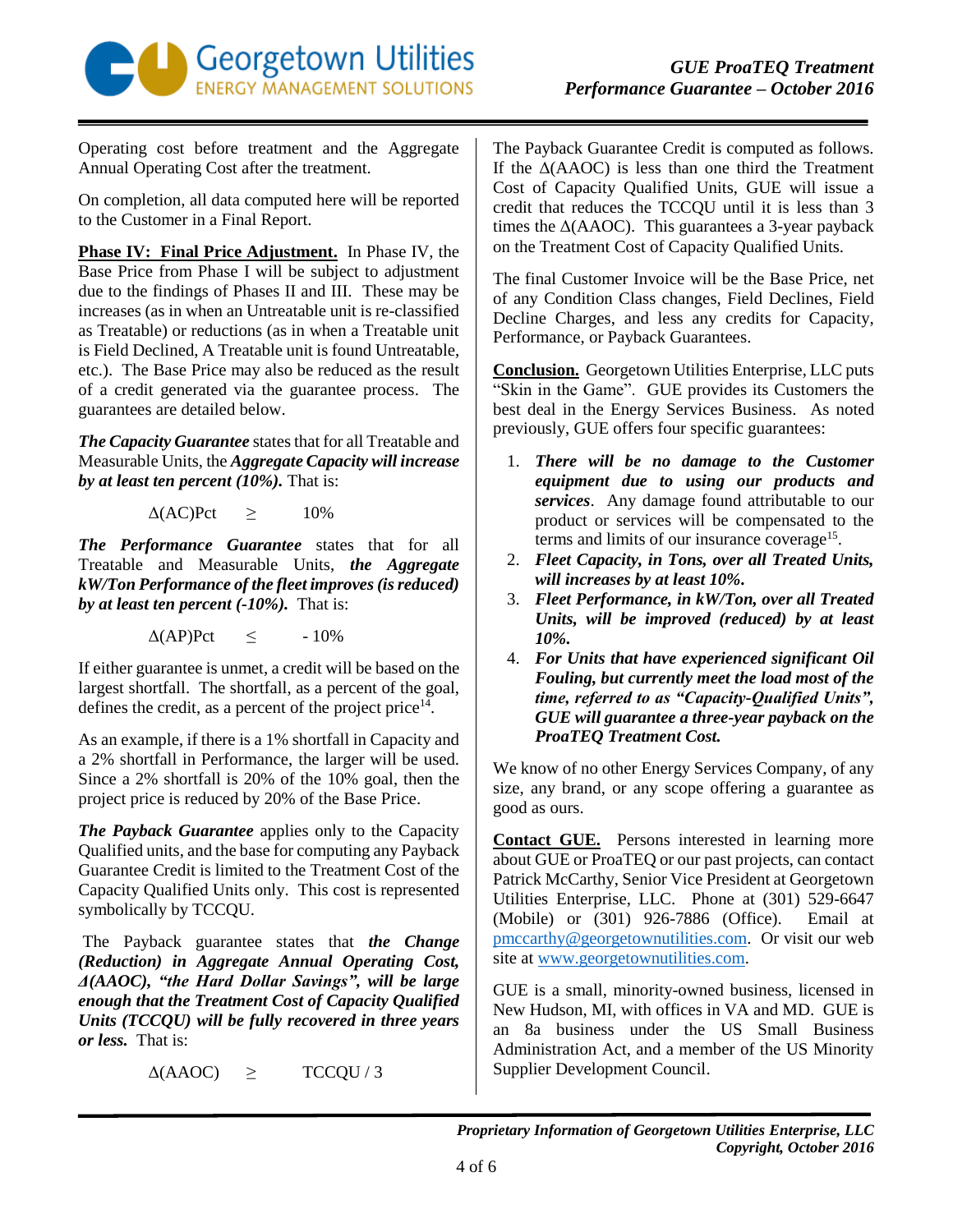Operating cost before treatment and the Aggregate Annual Operating Cost after the treatment.

On completion, all data computed here will be reported to the Customer in a Final Report.

**Phase IV: Final Price Adjustment.** In Phase IV, the Base Price from Phase I will be subject to adjustment due to the findings of Phases II and III. These may be increases (as in when an Untreatable unit is re-classified as Treatable) or reductions (as in when a Treatable unit is Field Declined, A Treatable unit is found Untreatable, etc.). The Base Price may also be reduced as the result of a credit generated via the guarantee process. The guarantees are detailed below.

***The Capacity Guarantee*** states that for all Treatable and Measurable Units, the ***Aggregate Capacity will increase by at least ten percent (10%).*** That is:

$$\Delta(\text{AC})\text{Pct} \geq 10\%$$

***The Performance Guarantee*** states that for all Treatable and Measurable Units, ***the Aggregate kW/Ton Performance of the fleet improves (is reduced) by at least ten percent (-10%).*** That is:

$$\Delta(\text{AP})\text{Pct} \leq -10\%$$

If either guarantee is unmet, a credit will be based on the largest shortfall. The shortfall, as a percent of the goal, defines the credit, as a percent of the project price[14].

As an example, if there is a 1% shortfall in Capacity and a 2% shortfall in Performance, the larger will be used. Since a 2% shortfall is 20% of the 10% goal, then the project price is reduced by 20% of the Base Price.

***The Payback Guarantee*** applies only to the Capacity Qualified units, and the base for computing any Payback Guarantee Credit is limited to the Treatment Cost of the Capacity Qualified Units only. This cost is represented symbolically by TCCQU.

The Payback guarantee states that ***the Change (Reduction) in Aggregate Annual Operating Cost, Δ(AAOC), "the Hard Dollar Savings", will be large enough that the Treatment Cost of Capacity Qualified Units (TCCQU) will be fully recovered in three years or less.*** That is:

$$\Delta(\text{AAOC}) \geq \text{TCCQU} / 3$$

The Payback Guarantee Credit is computed as follows. If the Δ(AAOC) is less than one third the Treatment Cost of Capacity Qualified Units, GUE will issue a credit that reduces the TCCQU until it is less than 3 times the Δ(AAOC). This guarantees a 3-year payback on the Treatment Cost of Capacity Qualified Units.

The final Customer Invoice will be the Base Price, net of any Condition Class changes, Field Declines, Field Decline Charges, and less any credits for Capacity, Performance, or Payback Guarantees.

**Conclusion.** Georgetown Utilities Enterprise, LLC puts "Skin in the Game". GUE provides its Customers the best deal in the Energy Services Business. As noted previously, GUE offers four specific guarantees:

1. ***There will be no damage to the Customer equipment due to using our products and services***. Any damage found attributable to our product or services will be compensated to the terms and limits of our insurance coverage[15].
2. ***Fleet Capacity, in Tons, over all Treated Units, will increases by at least 10%.***
3. ***Fleet Performance, in kW/Ton, over all Treated Units, will be improved (reduced) by at least 10%.***
4. ***For Units that have experienced significant Oil Fouling, but currently meet the load most of the time, referred to as "Capacity-Qualified Units", GUE will guarantee a three-year payback on the ProaTEQ Treatment Cost.***

We know of no other Energy Services Company, of any size, any brand, or any scope offering a guarantee as good as ours.

**Contact GUE.** Persons interested in learning more about GUE or ProaTEQ or our past projects, can contact Patrick McCarthy, Senior Vice President at Georgetown Utilities Enterprise, LLC. Phone at (301) 529-6647 (Mobile) or (301) 926-7886 (Office). Email at pmccarthy@georgetownutilities.com. Or visit our web site at www.georgetownutilities.com.

GUE is a small, minority-owned business, licensed in New Hudson, MI, with offices in VA and MD. GUE is an 8a business under the US Small Business Administration Act, and a member of the US Minority Supplier Development Council.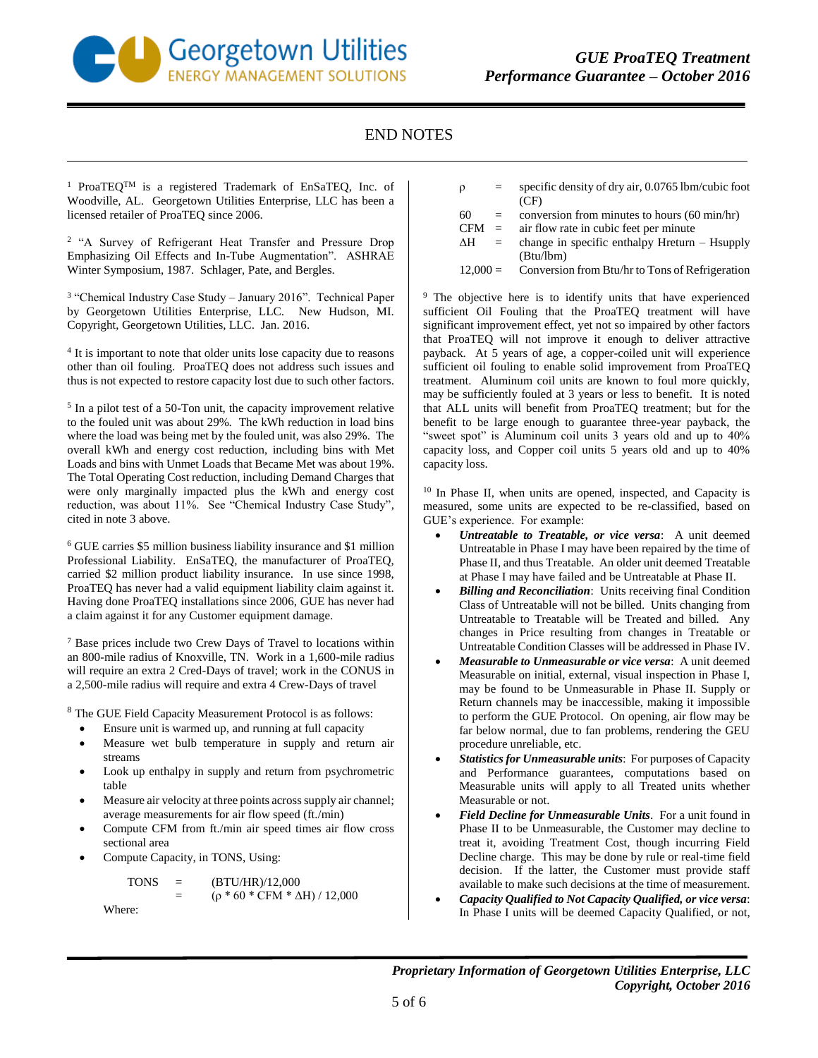# END NOTES

[1] ProaTEQ™ is a registered Trademark of EnSaTEQ, Inc. of Woodville, AL. Georgetown Utilities Enterprise, LLC has been a licensed retailer of ProaTEQ since 2006.

[2] "A Survey of Refrigerant Heat Transfer and Pressure Drop Emphasizing Oil Effects and In-Tube Augmentation". ASHRAE Winter Symposium, 1987. Schlager, Pate, and Bergles.

[3] "Chemical Industry Case Study – January 2016". Technical Paper by Georgetown Utilities Enterprise, LLC. New Hudson, MI. Copyright, Georgetown Utilities, LLC. Jan. 2016.

[4] It is important to note that older units lose capacity due to reasons other than oil fouling. ProaTEQ does not address such issues and thus is not expected to restore capacity lost due to such other factors.

[5] In a pilot test of a 50-Ton unit, the capacity improvement relative to the fouled unit was about 29%. The kWh reduction in load bins where the load was being met by the fouled unit, was also 29%. The overall kWh and energy cost reduction, including bins with Met Loads and bins with Unmet Loads that Became Met was about 19%. The Total Operating Cost reduction, including Demand Charges that were only marginally impacted plus the kWh and energy cost reduction, was about 11%. See "Chemical Industry Case Study", cited in note 3 above.

[6] GUE carries $5 million business liability insurance and $1 million Professional Liability. EnSaTEQ, the manufacturer of ProaTEQ, carried $2 million product liability insurance. In use since 1998, ProaTEQ has never had a valid equipment liability claim against it. Having done ProaTEQ installations since 2006, GUE has never had a claim against it for any Customer equipment damage.

[7] Base prices include two Crew Days of Travel to locations within an 800-mile radius of Knoxville, TN. Work in a 1,600-mile radius will require an extra 2 Cred-Days of travel; work in the CONUS in a 2,500-mile radius will require and extra 4 Crew-Days of travel

[8] The GUE Field Capacity Measurement Protocol is as follows:

- Ensure unit is warmed up, and running at full capacity
- Measure wet bulb temperature in supply and return air streams
- Look up enthalpy in supply and return from psychrometric table
- Measure air velocity at three points across supply air channel; average measurements for air flow speed (ft./min)
- Compute CFM from ft./min air speed times air flow cross sectional area
- Compute Capacity, in TONS, Using:

$$\text{TONS} = (\text{BTU/HR})/12{,}000$$
$$= (\rho * 60 * \text{CFM} * \Delta H) / 12{,}000$$

Where:

| | | |
|---|---|---|
| $\rho$ | = | specific density of dry air, 0.0765 lbm/cubic foot (CF) |
| 60 | = | conversion from minutes to hours (60 min/hr) |
| CFM | = | air flow rate in cubic feet per minute |
| $\Delta H$ | = | change in specific enthalpy Hreturn – Hsupply (Btu/lbm) |
| 12,000 | = | Conversion from Btu/hr to Tons of Refrigeration |

[9] The objective here is to identify units that have experienced sufficient Oil Fouling that the ProaTEQ treatment will have significant improvement effect, yet not so impaired by other factors that ProaTEQ will not improve it enough to deliver attractive payback. At 5 years of age, a copper-coiled unit will experience sufficient oil fouling to enable solid improvement from ProaTEQ treatment. Aluminum coil units are known to foul more quickly, may be sufficiently fouled at 3 years or less to benefit. It is noted that ALL units will benefit from ProaTEQ treatment; but for the benefit to be large enough to guarantee three-year payback, the "sweet spot" is Aluminum coil units 3 years old and up to 40% capacity loss, and Copper coil units 5 years old and up to 40% capacity loss.

[10] In Phase II, when units are opened, inspected, and Capacity is measured, some units are expected to be re-classified, based on GUE's experience. For example:

- ***Untreatable to Treatable, or vice versa***: A unit deemed Untreatable in Phase I may have been repaired by the time of Phase II, and thus Treatable. An older unit deemed Treatable at Phase I may have failed and be Untreatable at Phase II.
- ***Billing and Reconciliation***: Units receiving final Condition Class of Untreatable will not be billed. Units changing from Untreatable to Treatable will be Treated and billed. Any changes in Price resulting from changes in Treatable or Untreatable Condition Classes will be addressed in Phase IV.
- ***Measurable to Unmeasurable or vice versa***: A unit deemed Measurable on initial, external, visual inspection in Phase I, may be found to be Unmeasurable in Phase II. Supply or Return channels may be inaccessible, making it impossible to perform the GUE Protocol. On opening, air flow may be far below normal, due to fan problems, rendering the GEU procedure unreliable, etc.
- ***Statistics for Unmeasurable units***: For purposes of Capacity and Performance guarantees, computations based on Measurable units will apply to all Treated units whether Measurable or not.
- ***Field Decline for Unmeasurable Units***. For a unit found in Phase II to be Unmeasurable, the Customer may decline to treat it, avoiding Treatment Cost, though incurring Field Decline charge. This may be done by rule or real-time field decision. If the latter, the Customer must provide staff available to make such decisions at the time of measurement.
- ***Capacity Qualified to Not Capacity Qualified, or vice versa***: In Phase I units will be deemed Capacity Qualified, or not,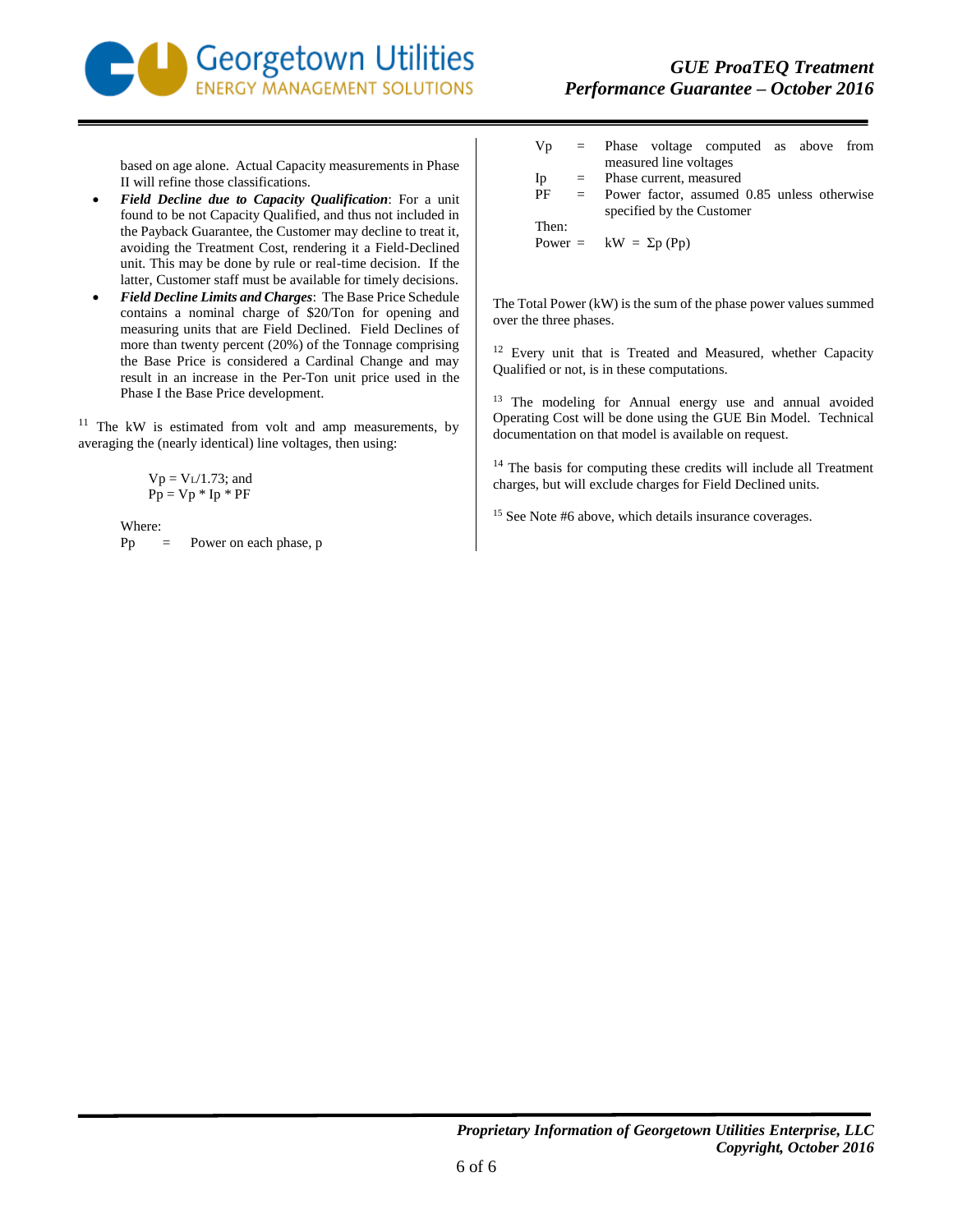based on age alone. Actual Capacity measurements in Phase II will refine those classifications.

- ***Field Decline due to Capacity Qualification***: For a unit found to be not Capacity Qualified, and thus not included in the Payback Guarantee, the Customer may decline to treat it, avoiding the Treatment Cost, rendering it a Field-Declined unit. This may be done by rule or real-time decision. If the latter, Customer staff must be available for timely decisions.
- ***Field Decline Limits and Charges***: The Base Price Schedule contains a nominal charge of $20/Ton for opening and measuring units that are Field Declined. Field Declines of more than twenty percent (20%) of the Tonnage comprising the Base Price is considered a Cardinal Change and may result in an increase in the Per-Ton unit price used in the Phase I the Base Price development.

[11] The kW is estimated from volt and amp measurements, by averaging the (nearly identical) line voltages, then using:

$V_p = V_L/1.73$; and
$P_p = V_p * I_p * PF$

Where:

| | | |
|---|---|---|
| Pp | = | Power on each phase, p |
| Vp | = | Phase voltage computed as above from measured line voltages |
| Ip | = | Phase current, measured |
| PF | = | Power factor, assumed 0.85 unless otherwise specified by the Customer |

Then:

Power = $kW = \Sigma_p (P_p)$

The Total Power (kW) is the sum of the phase power values summed over the three phases.

[12] Every unit that is Treated and Measured, whether Capacity Qualified or not, is in these computations.

[13] The modeling for Annual energy use and annual avoided Operating Cost will be done using the GUE Bin Model. Technical documentation on that model is available on request.

[14] The basis for computing these credits will include all Treatment charges, but will exclude charges for Field Declined units.

[15] See Note #6 above, which details insurance coverages.

***Proprietary Information of Georgetown Utilities Enterprise, LLC***
***Copyright, October 2016***